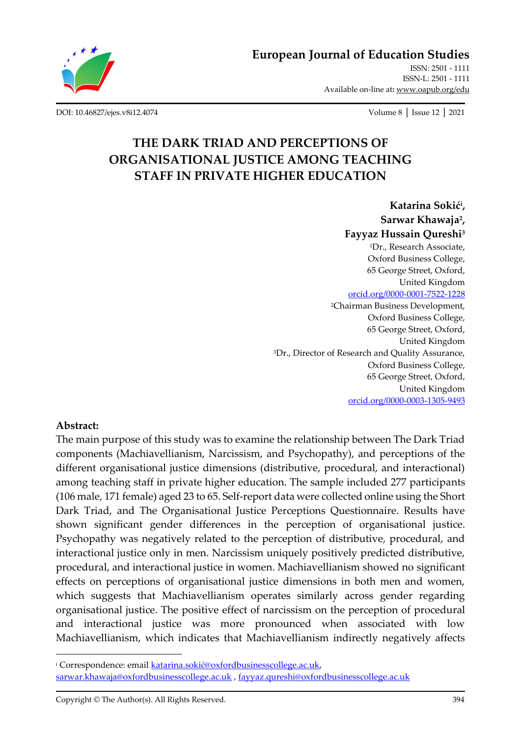# European Journal of Education Studies

ISSN: 2501 - 1111
ISSN-L: 2501 - 1111
Available on-line at: www.oapub.org/edu

DOI: 10.46827/ejes.v8i12.4074

# THE DARK TRIAD AND PERCEPTIONS OF ORGANISATIONAL JUSTICE AMONG TEACHING STAFF IN PRIVATE HIGHER EDUCATION

**Katarina Sokić[i],**
**Sarwar Khawaja[2],**
**Fayyaz Hussain Qureshi[3]**

[1]Dr., Research Associate,
Oxford Business College,
65 George Street, Oxford,
United Kingdom
orcid.org/0000-0001-7522-1228

[2]Chairman Business Development,
Oxford Business College,
65 George Street, Oxford,
United Kingdom

[3]Dr., Director of Research and Quality Assurance,
Oxford Business College,
65 George Street, Oxford,
United Kingdom
orcid.org/0000-0003-1305-9493

**Abstract:**

The main purpose of this study was to examine the relationship between The Dark Triad components (Machiavellianism, Narcissism, and Psychopathy), and perceptions of the different organisational justice dimensions (distributive, procedural, and interactional) among teaching staff in private higher education. The sample included 277 participants (106 male, 171 female) aged 23 to 65. Self-report data were collected online using the Short Dark Triad, and The Organisational Justice Perceptions Questionnaire. Results have shown significant gender differences in the perception of organisational justice. Psychopathy was negatively related to the perception of distributive, procedural, and interactional justice only in men. Narcissism uniquely positively predicted distributive, procedural, and interactional justice in women. Machiavellianism showed no significant effects on perceptions of organisational justice dimensions in both men and women, which suggests that Machiavellianism operates similarly across gender regarding organisational justice. The positive effect of narcissism on the perception of procedural and interactional justice was more pronounced when associated with low Machiavellianism, which indicates that Machiavellianism indirectly negatively affects

---

[i] Correspondence: email katarina.sokić@oxfordbusinesscollege.ac.uk, sarwar.khawaja@oxfordbusinesscollege.ac.uk , fayyaz.qureshi@oxfordbusinesscollege.ac.uk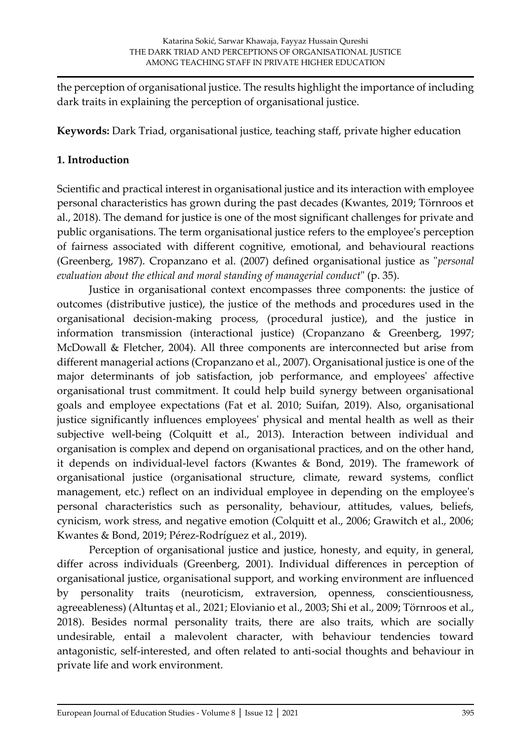the perception of organisational justice. The results highlight the importance of including dark traits in explaining the perception of organisational justice.

**Keywords:** Dark Triad, organisational justice, teaching staff, private higher education

## 1. Introduction

Scientific and practical interest in organisational justice and its interaction with employee personal characteristics has grown during the past decades (Kwantes, 2019; Törnroos et al., 2018). The demand for justice is one of the most significant challenges for private and public organisations. The term organisational justice refers to the employee's perception of fairness associated with different cognitive, emotional, and behavioural reactions (Greenberg, 1987). Cropanzano et al. (2007) defined organisational justice as "*personal evaluation about the ethical and moral standing of managerial conduct*" (p. 35).

Justice in organisational context encompasses three components: the justice of outcomes (distributive justice), the justice of the methods and procedures used in the organisational decision-making process, (procedural justice), and the justice in information transmission (interactional justice) (Cropanzano & Greenberg, 1997; McDowall & Fletcher, 2004). All three components are interconnected but arise from different managerial actions (Cropanzano et al., 2007). Organisational justice is one of the major determinants of job satisfaction, job performance, and employees' affective organisational trust commitment. It could help build synergy between organisational goals and employee expectations (Fat et al. 2010; Suifan, 2019). Also, organisational justice significantly influences employees' physical and mental health as well as their subjective well-being (Colquitt et al., 2013). Interaction between individual and organisation is complex and depend on organisational practices, and on the other hand, it depends on individual-level factors (Kwantes & Bond, 2019). The framework of organisational justice (organisational structure, climate, reward systems, conflict management, etc.) reflect on an individual employee in depending on the employee's personal characteristics such as personality, behaviour, attitudes, values, beliefs, cynicism, work stress, and negative emotion (Colquitt et al., 2006; Grawitch et al., 2006; Kwantes & Bond, 2019; Pérez-Rodríguez et al., 2019).

Perception of organisational justice and justice, honesty, and equity, in general, differ across individuals (Greenberg, 2001). Individual differences in perception of organisational justice, organisational support, and working environment are influenced by personality traits (neuroticism, extraversion, openness, conscientiousness, agreeableness) (Altuntaş et al., 2021; Elovianio et al., 2003; Shi et al., 2009; Törnroos et al., 2018). Besides normal personality traits, there are also traits, which are socially undesirable, entail a malevolent character, with behaviour tendencies toward antagonistic, self-interested, and often related to anti-social thoughts and behaviour in private life and work environment.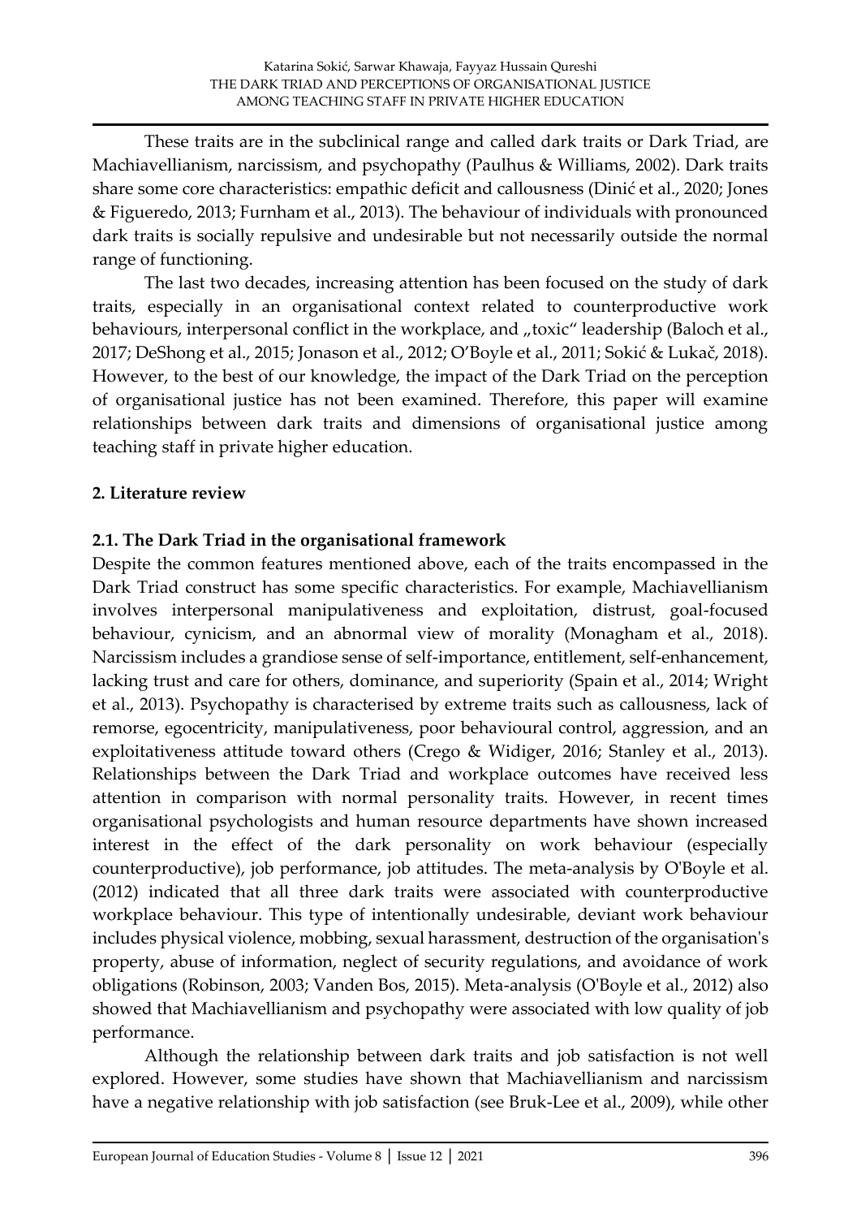These traits are in the subclinical range and called dark traits or Dark Triad, are Machiavellianism, narcissism, and psychopathy (Paulhus & Williams, 2002). Dark traits share some core characteristics: empathic deficit and callousness (Dinić et al., 2020; Jones & Figueredo, 2013; Furnham et al., 2013). The behaviour of individuals with pronounced dark traits is socially repulsive and undesirable but not necessarily outside the normal range of functioning.

The last two decades, increasing attention has been focused on the study of dark traits, especially in an organisational context related to counterproductive work behaviours, interpersonal conflict in the workplace, and „toxic" leadership (Baloch et al., 2017; DeShong et al., 2015; Jonason et al., 2012; O'Boyle et al., 2011; Sokić & Lukač, 2018). However, to the best of our knowledge, the impact of the Dark Triad on the perception of organisational justice has not been examined. Therefore, this paper will examine relationships between dark traits and dimensions of organisational justice among teaching staff in private higher education.

## 2. Literature review

### 2.1. The Dark Triad in the organisational framework

Despite the common features mentioned above, each of the traits encompassed in the Dark Triad construct has some specific characteristics. For example, Machiavellianism involves interpersonal manipulativeness and exploitation, distrust, goal-focused behaviour, cynicism, and an abnormal view of morality (Monagham et al., 2018). Narcissism includes a grandiose sense of self-importance, entitlement, self-enhancement, lacking trust and care for others, dominance, and superiority (Spain et al., 2014; Wright et al., 2013). Psychopathy is characterised by extreme traits such as callousness, lack of remorse, egocentricity, manipulativeness, poor behavioural control, aggression, and an exploitativeness attitude toward others (Crego & Widiger, 2016; Stanley et al., 2013). Relationships between the Dark Triad and workplace outcomes have received less attention in comparison with normal personality traits. However, in recent times organisational psychologists and human resource departments have shown increased interest in the effect of the dark personality on work behaviour (especially counterproductive), job performance, job attitudes. The meta-analysis by O'Boyle et al. (2012) indicated that all three dark traits were associated with counterproductive workplace behaviour. This type of intentionally undesirable, deviant work behaviour includes physical violence, mobbing, sexual harassment, destruction of the organisation's property, abuse of information, neglect of security regulations, and avoidance of work obligations (Robinson, 2003; Vanden Bos, 2015). Meta-analysis (O'Boyle et al., 2012) also showed that Machiavellianism and psychopathy were associated with low quality of job performance.

Although the relationship between dark traits and job satisfaction is not well explored. However, some studies have shown that Machiavellianism and narcissism have a negative relationship with job satisfaction (see Bruk-Lee et al., 2009), while other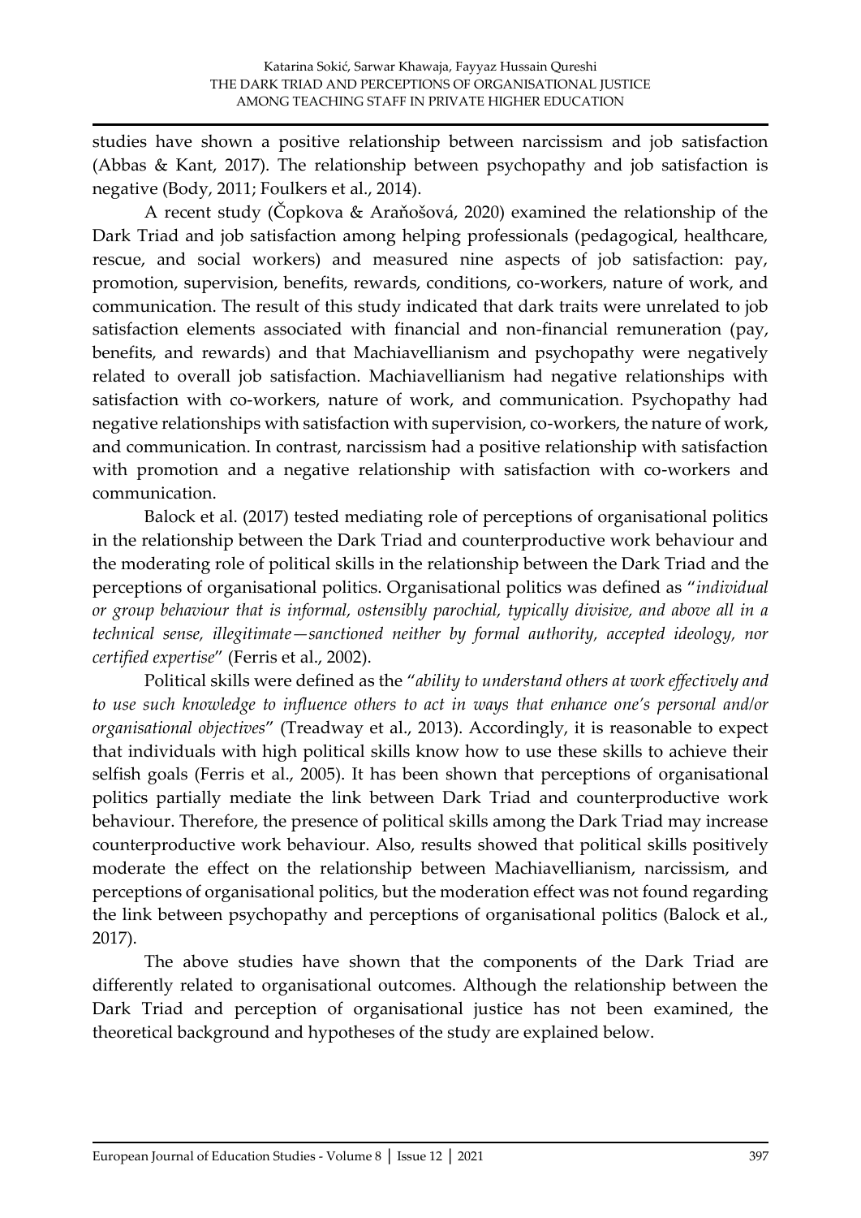studies have shown a positive relationship between narcissism and job satisfaction (Abbas & Kant, 2017). The relationship between psychopathy and job satisfaction is negative (Body, 2011; Foulkers et al., 2014).

A recent study (Čopkova & Araňošová, 2020) examined the relationship of the Dark Triad and job satisfaction among helping professionals (pedagogical, healthcare, rescue, and social workers) and measured nine aspects of job satisfaction: pay, promotion, supervision, benefits, rewards, conditions, co-workers, nature of work, and communication. The result of this study indicated that dark traits were unrelated to job satisfaction elements associated with financial and non-financial remuneration (pay, benefits, and rewards) and that Machiavellianism and psychopathy were negatively related to overall job satisfaction. Machiavellianism had negative relationships with satisfaction with co-workers, nature of work, and communication. Psychopathy had negative relationships with satisfaction with supervision, co-workers, the nature of work, and communication. In contrast, narcissism had a positive relationship with satisfaction with promotion and a negative relationship with satisfaction with co-workers and communication.

Balock et al. (2017) tested mediating role of perceptions of organisational politics in the relationship between the Dark Triad and counterproductive work behaviour and the moderating role of political skills in the relationship between the Dark Triad and the perceptions of organisational politics. Organisational politics was defined as "*individual or group behaviour that is informal, ostensibly parochial, typically divisive, and above all in a technical sense, illegitimate—sanctioned neither by formal authority, accepted ideology, nor certified expertise*" (Ferris et al., 2002).

Political skills were defined as the "*ability to understand others at work effectively and to use such knowledge to influence others to act in ways that enhance one's personal and/or organisational objectives*" (Treadway et al., 2013). Accordingly, it is reasonable to expect that individuals with high political skills know how to use these skills to achieve their selfish goals (Ferris et al., 2005). It has been shown that perceptions of organisational politics partially mediate the link between Dark Triad and counterproductive work behaviour. Therefore, the presence of political skills among the Dark Triad may increase counterproductive work behaviour. Also, results showed that political skills positively moderate the effect on the relationship between Machiavellianism, narcissism, and perceptions of organisational politics, but the moderation effect was not found regarding the link between psychopathy and perceptions of organisational politics (Balock et al., 2017).

The above studies have shown that the components of the Dark Triad are differently related to organisational outcomes. Although the relationship between the Dark Triad and perception of organisational justice has not been examined, the theoretical background and hypotheses of the study are explained below.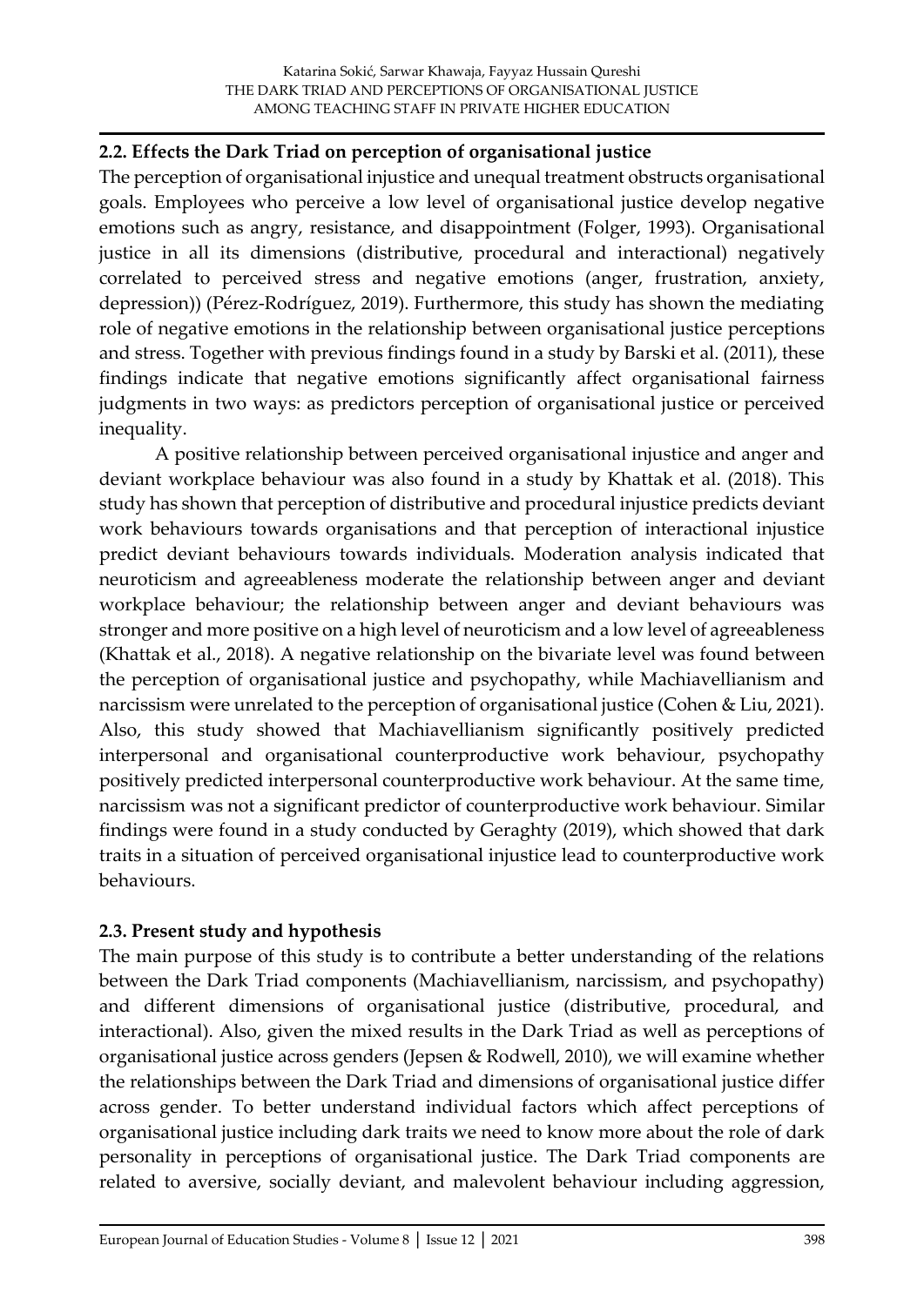### 2.2. Effects the Dark Triad on perception of organisational justice

The perception of organisational injustice and unequal treatment obstructs organisational goals. Employees who perceive a low level of organisational justice develop negative emotions such as angry, resistance, and disappointment (Folger, 1993). Organisational justice in all its dimensions (distributive, procedural and interactional) negatively correlated to perceived stress and negative emotions (anger, frustration, anxiety, depression)) (Pérez-Rodríguez, 2019). Furthermore, this study has shown the mediating role of negative emotions in the relationship between organisational justice perceptions and stress. Together with previous findings found in a study by Barski et al. (2011), these findings indicate that negative emotions significantly affect organisational fairness judgments in two ways: as predictors perception of organisational justice or perceived inequality.

A positive relationship between perceived organisational injustice and anger and deviant workplace behaviour was also found in a study by Khattak et al. (2018). This study has shown that perception of distributive and procedural injustice predicts deviant work behaviours towards organisations and that perception of interactional injustice predict deviant behaviours towards individuals. Moderation analysis indicated that neuroticism and agreeableness moderate the relationship between anger and deviant workplace behaviour; the relationship between anger and deviant behaviours was stronger and more positive on a high level of neuroticism and a low level of agreeableness (Khattak et al., 2018). A negative relationship on the bivariate level was found between the perception of organisational justice and psychopathy, while Machiavellianism and narcissism were unrelated to the perception of organisational justice (Cohen & Liu, 2021). Also, this study showed that Machiavellianism significantly positively predicted interpersonal and organisational counterproductive work behaviour, psychopathy positively predicted interpersonal counterproductive work behaviour. At the same time, narcissism was not a significant predictor of counterproductive work behaviour. Similar findings were found in a study conducted by Geraghty (2019), which showed that dark traits in a situation of perceived organisational injustice lead to counterproductive work behaviours.

### 2.3. Present study and hypothesis

The main purpose of this study is to contribute a better understanding of the relations between the Dark Triad components (Machiavellianism, narcissism, and psychopathy) and different dimensions of organisational justice (distributive, procedural, and interactional). Also, given the mixed results in the Dark Triad as well as perceptions of organisational justice across genders (Jepsen & Rodwell, 2010), we will examine whether the relationships between the Dark Triad and dimensions of organisational justice differ across gender. To better understand individual factors which affect perceptions of organisational justice including dark traits we need to know more about the role of dark personality in perceptions of organisational justice. The Dark Triad components are related to aversive, socially deviant, and malevolent behaviour including aggression,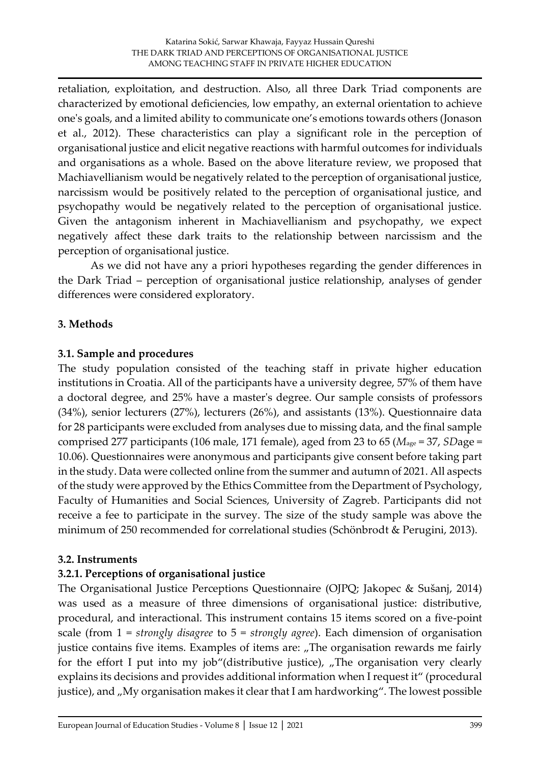retaliation, exploitation, and destruction. Also, all three Dark Triad components are characterized by emotional deficiencies, low empathy, an external orientation to achieve one's goals, and a limited ability to communicate one's emotions towards others (Jonason et al., 2012). These characteristics can play a significant role in the perception of organisational justice and elicit negative reactions with harmful outcomes for individuals and organisations as a whole. Based on the above literature review, we proposed that Machiavellianism would be negatively related to the perception of organisational justice, narcissism would be positively related to the perception of organisational justice, and psychopathy would be negatively related to the perception of organisational justice. Given the antagonism inherent in Machiavellianism and psychopathy, we expect negatively affect these dark traits to the relationship between narcissism and the perception of organisational justice.

As we did not have any a priori hypotheses regarding the gender differences in the Dark Triad – perception of organisational justice relationship, analyses of gender differences were considered exploratory.

## 3. Methods

### 3.1. Sample and procedures

The study population consisted of the teaching staff in private higher education institutions in Croatia. All of the participants have a university degree, 57% of them have a doctoral degree, and 25% have a master's degree. Our sample consists of professors (34%), senior lecturers (27%), lecturers (26%), and assistants (13%). Questionnaire data for 28 participants were excluded from analyses due to missing data, and the final sample comprised 277 participants (106 male, 171 female), aged from 23 to 65 ($M_{age}$ = 37, $SD$age = 10.06). Questionnaires were anonymous and participants give consent before taking part in the study. Data were collected online from the summer and autumn of 2021. All aspects of the study were approved by the Ethics Committee from the Department of Psychology, Faculty of Humanities and Social Sciences, University of Zagreb. Participants did not receive a fee to participate in the survey. The size of the study sample was above the minimum of 250 recommended for correlational studies (Schönbrodt & Perugini, 2013).

### 3.2. Instruments

#### 3.2.1. Perceptions of organisational justice

The Organisational Justice Perceptions Questionnaire (OJPQ; Jakopec & Sušanj, 2014) was used as a measure of three dimensions of organisational justice: distributive, procedural, and interactional. This instrument contains 15 items scored on a five-point scale (from 1 = *strongly disagree* to 5 = *strongly agree*). Each dimension of organisation justice contains five items. Examples of items are: „The organisation rewards me fairly for the effort I put into my job"(distributive justice), „The organisation very clearly explains its decisions and provides additional information when I request it" (procedural justice), and „My organisation makes it clear that I am hardworking". The lowest possible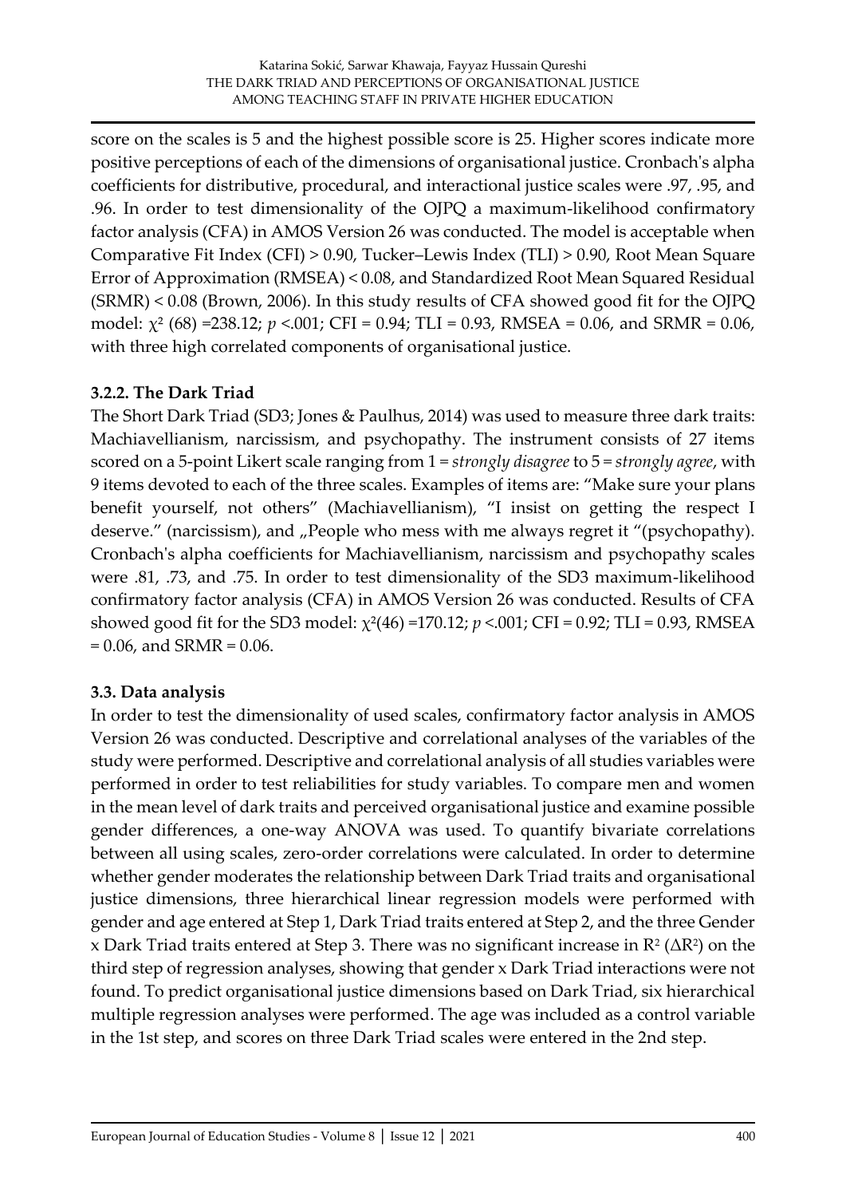score on the scales is 5 and the highest possible score is 25. Higher scores indicate more positive perceptions of each of the dimensions of organisational justice. Cronbach's alpha coefficients for distributive, procedural, and interactional justice scales were .97, .95, and .96. In order to test dimensionality of the OJPQ a maximum-likelihood confirmatory factor analysis (CFA) in AMOS Version 26 was conducted. The model is acceptable when Comparative Fit Index (CFI) > 0.90, Tucker–Lewis Index (TLI) > 0.90, Root Mean Square Error of Approximation (RMSEA) < 0.08, and Standardized Root Mean Squared Residual (SRMR) < 0.08 (Brown, 2006). In this study results of CFA showed good fit for the OJPQ model: $\chi^2$ (68) =238.12; $p$ <.001; CFI = 0.94; TLI = 0.93, RMSEA = 0.06, and SRMR = 0.06, with three high correlated components of organisational justice.

### 3.2.2. The Dark Triad

The Short Dark Triad (SD3; Jones & Paulhus, 2014) was used to measure three dark traits: Machiavellianism, narcissism, and psychopathy. The instrument consists of 27 items scored on a 5-point Likert scale ranging from 1 = *strongly disagree* to 5 = *strongly agree*, with 9 items devoted to each of the three scales. Examples of items are: "Make sure your plans benefit yourself, not others" (Machiavellianism), "I insist on getting the respect I deserve." (narcissism), and „People who mess with me always regret it "(psychopathy). Cronbach's alpha coefficients for Machiavellianism, narcissism and psychopathy scales were .81, .73, and .75. In order to test dimensionality of the SD3 maximum-likelihood confirmatory factor analysis (CFA) in AMOS Version 26 was conducted. Results of CFA showed good fit for the SD3 model: $\chi^2$(46) =170.12; $p$ <.001; CFI = 0.92; TLI = 0.93, RMSEA = 0.06, and SRMR = 0.06.

### 3.3. Data analysis

In order to test the dimensionality of used scales, confirmatory factor analysis in AMOS Version 26 was conducted. Descriptive and correlational analyses of the variables of the study were performed. Descriptive and correlational analysis of all studies variables were performed in order to test reliabilities for study variables. To compare men and women in the mean level of dark traits and perceived organisational justice and examine possible gender differences, a one-way ANOVA was used. To quantify bivariate correlations between all using scales, zero-order correlations were calculated. In order to determine whether gender moderates the relationship between Dark Triad traits and organisational justice dimensions, three hierarchical linear regression models were performed with gender and age entered at Step 1, Dark Triad traits entered at Step 2, and the three Gender x Dark Triad traits entered at Step 3. There was no significant increase in $R^2$ ($\Delta R^2$) on the third step of regression analyses, showing that gender x Dark Triad interactions were not found. To predict organisational justice dimensions based on Dark Triad, six hierarchical multiple regression analyses were performed. The age was included as a control variable in the 1st step, and scores on three Dark Triad scales were entered in the 2nd step.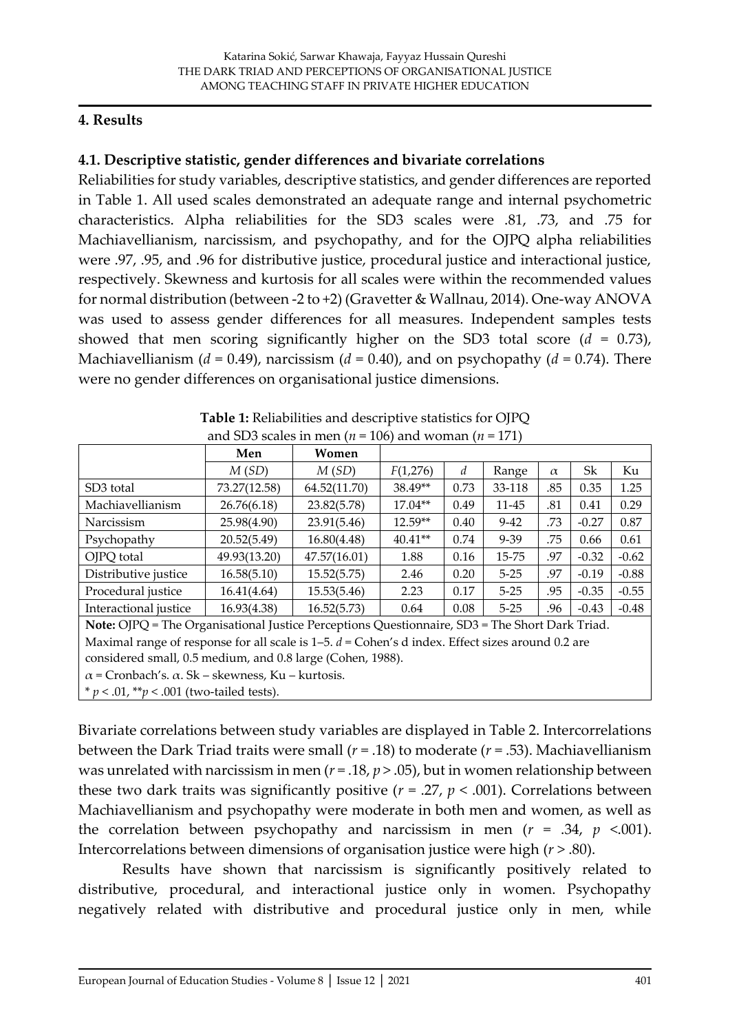## 4. Results

### 4.1. Descriptive statistic, gender differences and bivariate correlations

Reliabilities for study variables, descriptive statistics, and gender differences are reported in Table 1. All used scales demonstrated an adequate range and internal psychometric characteristics. Alpha reliabilities for the SD3 scales were .81, .73, and .75 for Machiavellianism, narcissism, and psychopathy, and for the OJPQ alpha reliabilities were .97, .95, and .96 for distributive justice, procedural justice and interactional justice, respectively. Skewness and kurtosis for all scales were within the recommended values for normal distribution (between -2 to +2) (Gravetter & Wallnau, 2014). One-way ANOVA was used to assess gender differences for all measures. Independent samples tests showed that men scoring significantly higher on the SD3 total score ($d$ = 0.73), Machiavellianism ($d$ = 0.49), narcissism ($d$ = 0.40), and on psychopathy ($d$ = 0.74). There were no gender differences on organisational justice dimensions.

**Table 1:** Reliabilities and descriptive statistics for OJPQ and SD3 scales in men ($n$ = 106) and woman ($n$ = 171)

| | Men | Women | | | | | | |
|---|---|---|---|---|---|---|---|---|
| | $M$ ($SD$) | $M$ ($SD$) | $F$(1,276) | $d$ | Range | $\alpha$ | Sk | Ku |
| SD3 total | 73.27(12.58) | 64.52(11.70) | 38.49** | 0.73 | 33-118 | .85 | 0.35 | 1.25 |
| Machiavellianism | 26.76(6.18) | 23.82(5.78) | 17.04** | 0.49 | 11-45 | .81 | 0.41 | 0.29 |
| Narcissism | 25.98(4.90) | 23.91(5.46) | 12.59** | 0.40 | 9-42 | .73 | -0.27 | 0.87 |
| Psychopathy | 20.52(5.49) | 16.80(4.48) | 40.41** | 0.74 | 9-39 | .75 | 0.66 | 0.61 |
| OJPQ total | 49.93(13.20) | 47.57(16.01) | 1.88 | 0.16 | 15-75 | .97 | -0.32 | -0.62 |
| Distributive justice | 16.58(5.10) | 15.52(5.75) | 2.46 | 0.20 | 5-25 | .97 | -0.19 | -0.88 |
| Procedural justice | 16.41(4.64) | 15.53(5.46) | 2.23 | 0.17 | 5-25 | .95 | -0.35 | -0.55 |
| Interactional justice | 16.93(4.38) | 16.52(5.73) | 0.64 | 0.08 | 5-25 | .96 | -0.43 | -0.48 |

**Note:** OJPQ = The Organisational Justice Perceptions Questionnaire, SD3 = The Short Dark Triad. Maximal range of response for all scale is 1–5. $d$ = Cohen's d index. Effect sizes around 0.2 are considered small, 0.5 medium, and 0.8 large (Cohen, 1988).
$\alpha$ = Cronbach's. $\alpha$. Sk – skewness, Ku – kurtosis.
* $p$ < .01, ** $p$ < .001 (two-tailed tests).

Bivariate correlations between study variables are displayed in Table 2. Intercorrelations between the Dark Triad traits were small ($r$ = .18) to moderate ($r$ = .53). Machiavellianism was unrelated with narcissism in men ($r$ = .18, $p$ > .05), but in women relationship between these two dark traits was significantly positive ($r$ = .27, $p$ < .001). Correlations between Machiavellianism and psychopathy were moderate in both men and women, as well as the correlation between psychopathy and narcissism in men ($r$ = .34, $p$ <.001). Intercorrelations between dimensions of organisation justice were high ($r$ > .80).

Results have shown that narcissism is significantly positively related to distributive, procedural, and interactional justice only in women. Psychopathy negatively related with distributive and procedural justice only in men, while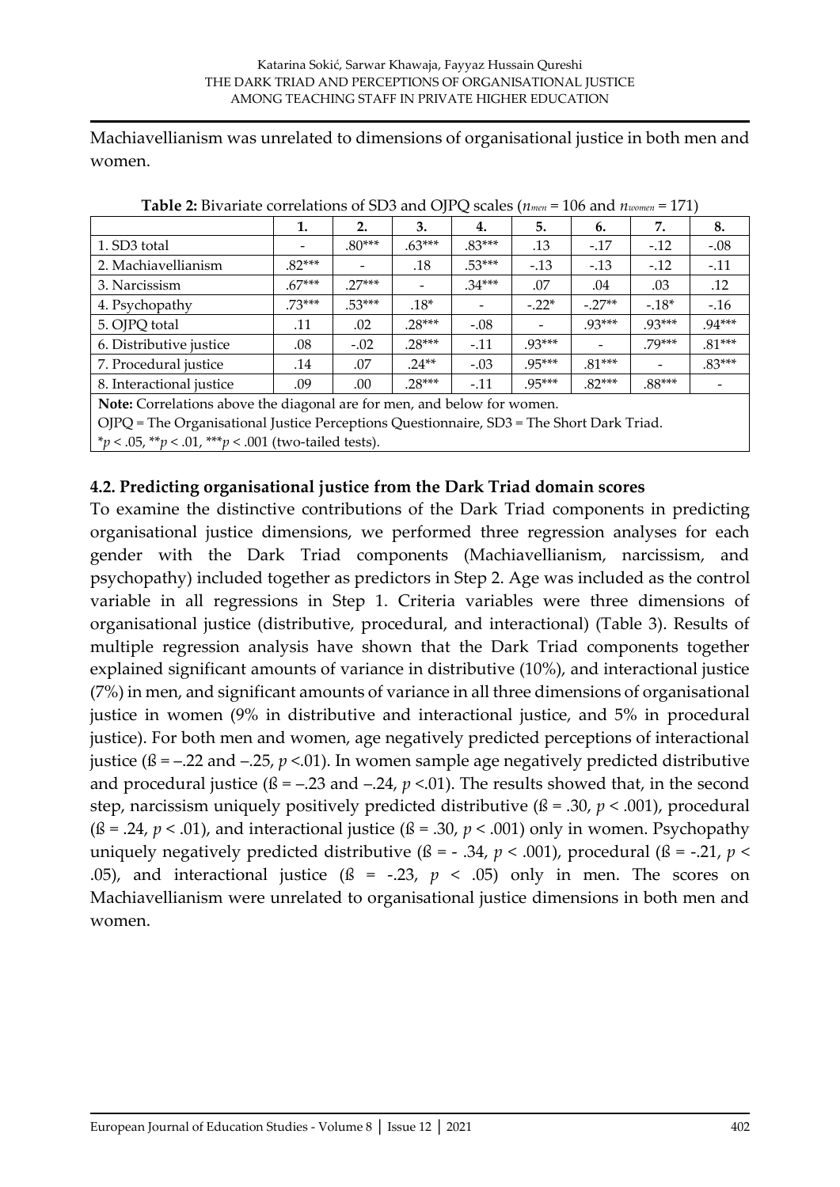Machiavellianism was unrelated to dimensions of organisational justice in both men and women.

**Table 2:** Bivariate correlations of SD3 and OJPQ scales ($n_{men}$ = 106 and $n_{women}$ = 171)

| | 1. | 2. | 3. | 4. | 5. | 6. | 7. | 8. |
|---|---|---|---|---|---|---|---|---|
| 1. SD3 total | - | .80*** | .63*** | .83*** | .13 | -.17 | -.12 | -.08 |
| 2. Machiavellianism | .82*** | - | .18 | .53*** | -.13 | -.13 | -.12 | -.11 |
| 3. Narcissism | .67*** | .27*** | - | .34*** | .07 | .04 | .03 | .12 |
| 4. Psychopathy | .73*** | .53*** | .18* | - | -.22* | -.27** | -.18* | -.16 |
| 5. OJPQ total | .11 | .02 | .28*** | -.08 | - | .93*** | .93*** | .94*** |
| 6. Distributive justice | .08 | -.02 | .28*** | -.11 | .93*** | - | .79*** | .81*** |
| 7. Procedural justice | .14 | .07 | .24** | -.03 | .95*** | .81*** | - | .83*** |
| 8. Interactional justice | .09 | .00 | .28*** | -.11 | .95*** | .82*** | .88*** | - |

**Note:** Correlations above the diagonal are for men, and below for women.
OJPQ = The Organisational Justice Perceptions Questionnaire, SD3 = The Short Dark Triad.
*$p < .05$, **$p < .01$, ***$p < .001$ (two-tailed tests).

### 4.2. Predicting organisational justice from the Dark Triad domain scores

To examine the distinctive contributions of the Dark Triad components in predicting organisational justice dimensions, we performed three regression analyses for each gender with the Dark Triad components (Machiavellianism, narcissism, and psychopathy) included together as predictors in Step 2. Age was included as the control variable in all regressions in Step 1. Criteria variables were three dimensions of organisational justice (distributive, procedural, and interactional) (Table 3). Results of multiple regression analysis have shown that the Dark Triad components together explained significant amounts of variance in distributive (10%), and interactional justice (7%) in men, and significant amounts of variance in all three dimensions of organisational justice in women (9% in distributive and interactional justice, and 5% in procedural justice). For both men and women, age negatively predicted perceptions of interactional justice (ß = –.22 and –.25, $p$ <.01). In women sample age negatively predicted distributive and procedural justice (ß = –.23 and –.24, $p$ <.01). The results showed that, in the second step, narcissism uniquely positively predicted distributive (ß = .30, $p < .001$), procedural (ß = .24, $p < .01$), and interactional justice (ß = .30, $p < .001$) only in women. Psychopathy uniquely negatively predicted distributive (ß = - .34, $p < .001$), procedural (ß = -.21, $p < .05$), and interactional justice (ß = -.23, $p < .05$) only in men. The scores on Machiavellianism were unrelated to organisational justice dimensions in both men and women.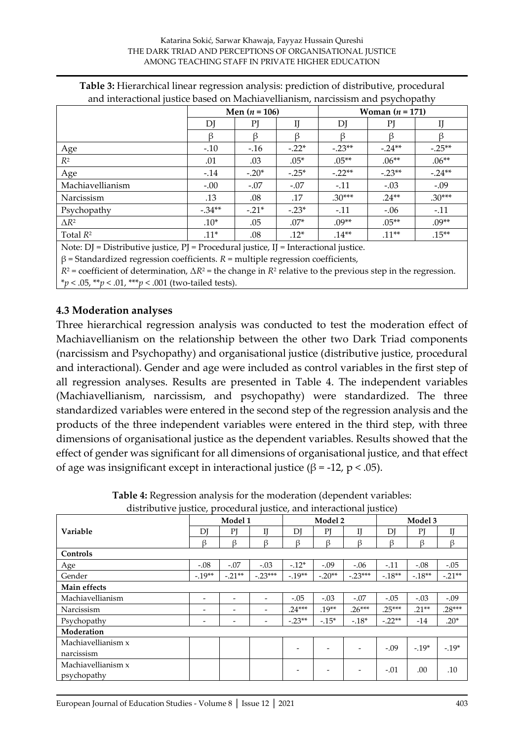**Table 3:** Hierarchical linear regression analysis: prediction of distributive, procedural and interactional justice based on Machiavellianism, narcissism and psychopathy

| | Men ($n$ = 106) | | | Woman ($n$ = 171) | | |
|---|---|---|---|---|---|---|
| | DJ | PJ | IJ | DJ | PJ | IJ |
| | β | β | β | β | β | β |
| Age | -.10 | -.16 | -.22* | -.23** | -.24** | -.25** |
| $R^2$ | .01 | .03 | .05* | .05** | .06** | .06** |
| Age | -.14 | -.20* | -.25* | -.22** | -.23** | -.24** |
| Machiavellianism | -.00 | -.07 | -.07 | -.11 | -.03 | -.09 |
| Narcissism | .13 | .08 | .17 | .30*** | .24** | .30*** |
| Psychopathy | -.34** | -.21* | -.23* | -.11 | -.06 | -.11 |
| $\Delta R^2$ | .10* | .05 | .07* | .09** | .05** | .09** |
| Total $R^2$ | .11* | .08 | .12* | .14** | .11** | .15** |

Note: DJ = Distributive justice, PJ = Procedural justice, IJ = Interactional justice.
β = Standardized regression coefficients. $R$ = multiple regression coefficients,
$R^2$ = coefficient of determination, $\Delta R^2$ = the change in $R^2$ relative to the previous step in the regression.
\*$p < .05$, \*\*$p < .01$, \*\*\*$p < .001$ (two-tailed tests).

### 4.3 Moderation analyses

Three hierarchical regression analysis was conducted to test the moderation effect of Machiavellianism on the relationship between the other two Dark Triad components (narcissism and Psychopathy) and organisational justice (distributive justice, procedural and interactional). Gender and age were included as control variables in the first step of all regression analyses. Results are presented in Table 4. The independent variables (Machiavellianism, narcissism, and psychopathy) were standardized. The three standardized variables were entered in the second step of the regression analysis and the products of the three independent variables were entered in the third step, with three dimensions of organisational justice as the dependent variables. Results showed that the effect of gender was significant for all dimensions of organisational justice, and that effect of age was insignificant except in interactional justice (β = -12, p < .05).

**Table 4:** Regression analysis for the moderation (dependent variables: distributive justice, procedural justice, and interactional justice)

| Variable | Model 1 | | | Model 2 | | | Model 3 | | |
|---|---|---|---|---|---|---|---|---|---|
| | DJ | PJ | IJ | DJ | PJ | IJ | DJ | PJ | IJ |
| | β | β | β | β | β | β | β | β | β |
| **Controls** | | | | | | | | | |
| Age | -.08 | -.07 | -.03 | -.12* | -.09 | -.06 | -.11 | -.08 | -.05 |
| Gender | -.19** | -.21** | -.23*** | -.19** | -.20** | -.23*** | -.18** | -.18** | -.21** |
| **Main effects** | | | | | | | | | |
| Machiavellianism | - | - | - | -.05 | -.03 | -.07 | -.05 | -.03 | -.09 |
| Narcissism | - | - | - | .24*** | .19** | .26*** | .25*** | .21** | .28*** |
| Psychopathy | - | - | - | -.23** | -.15* | -.18* | -.22** | -14 | .20* |
| **Moderation** | | | | | | | | | |
| Machiavellianism x narcissism | | | | - | - | - | -.09 | -.19* | -.19* |
| Machiavellianism x psychopathy | | | | - | - | - | -.01 | .00 | .10 |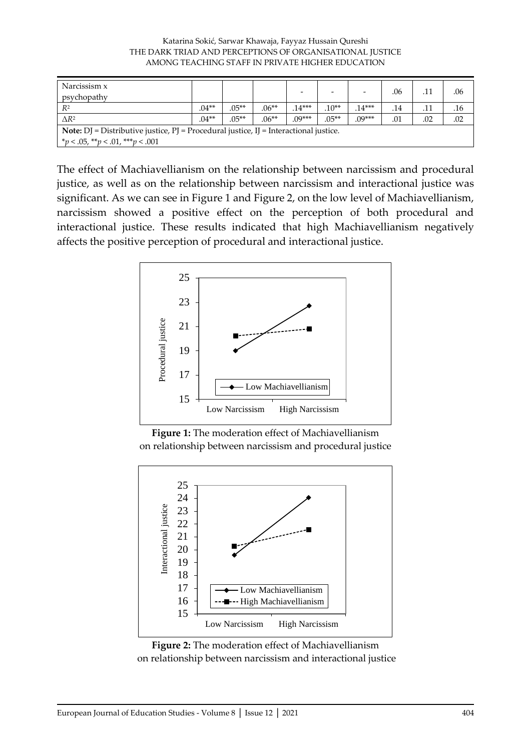| Narcissism x psychopathy | | | | - | - | - | .06 | .11 | .06 |
|---|---|---|---|---|---|---|---|---|---|
| $R^2$ | .04** | .05** | .06** | .14*** | .10** | .14*** | .14 | .11 | .16 |
| $\Delta R^2$ | .04** | .05** | .06** | .09*** | .05** | .09*** | .01 | .02 | .02 |

**Note:** DJ = Distributive justice, PJ = Procedural justice, IJ = Interactional justice.
*$p < .05$, **$p < .01$, ***$p < .001$

The effect of Machiavellianism on the relationship between narcissism and procedural justice, as well as on the relationship between narcissism and interactional justice was significant. As we can see in Figure 1 and Figure 2, on the low level of Machiavellianism, narcissism showed a positive effect on the perception of both procedural and interactional justice. These results indicated that high Machiavellianism negatively affects the positive perception of procedural and interactional justice.

**Figure 1:** The moderation effect of Machiavellianism on relationship between narcissism and procedural justice

**Figure 2:** The moderation effect of Machiavellianism on relationship between narcissism and interactional justice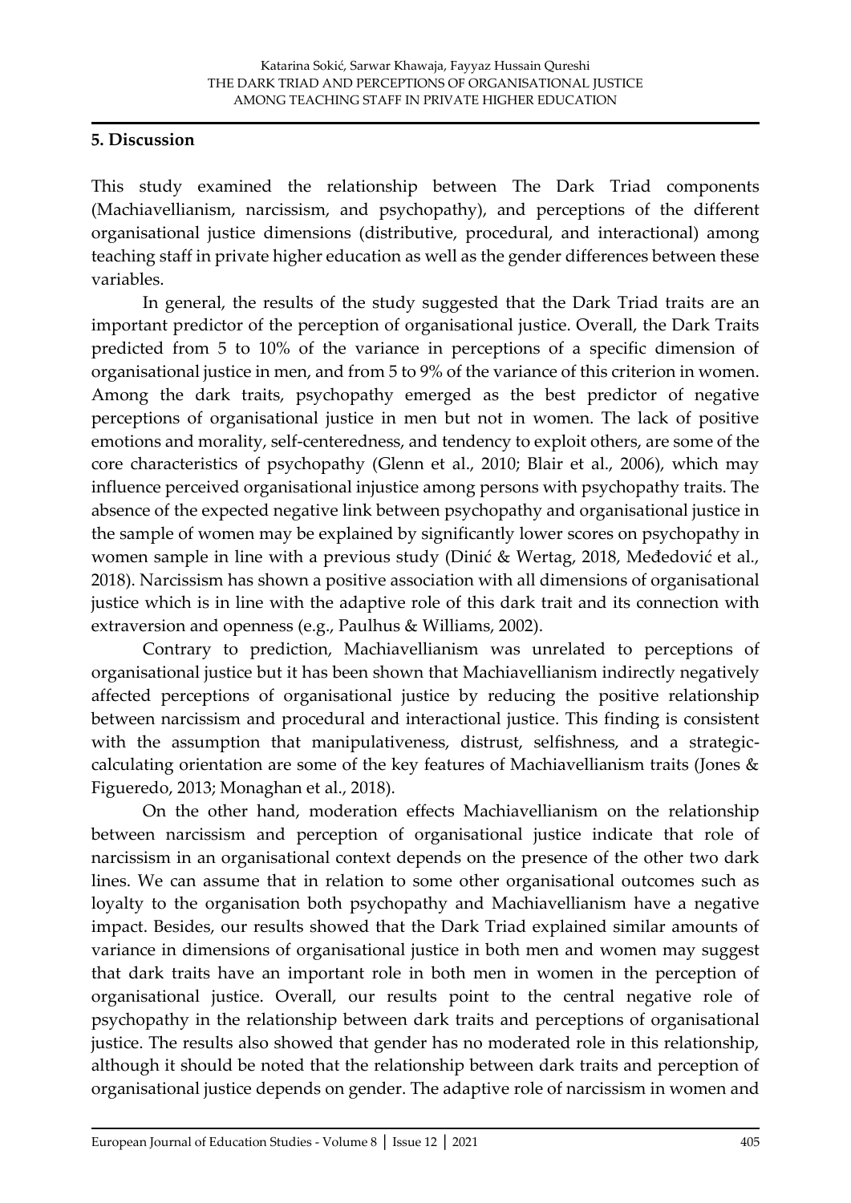## 5. Discussion

This study examined the relationship between The Dark Triad components (Machiavellianism, narcissism, and psychopathy), and perceptions of the different organisational justice dimensions (distributive, procedural, and interactional) among teaching staff in private higher education as well as the gender differences between these variables.

In general, the results of the study suggested that the Dark Triad traits are an important predictor of the perception of organisational justice. Overall, the Dark Traits predicted from 5 to 10% of the variance in perceptions of a specific dimension of organisational justice in men, and from 5 to 9% of the variance of this criterion in women. Among the dark traits, psychopathy emerged as the best predictor of negative perceptions of organisational justice in men but not in women. The lack of positive emotions and morality, self-centeredness, and tendency to exploit others, are some of the core characteristics of psychopathy (Glenn et al., 2010; Blair et al., 2006), which may influence perceived organisational injustice among persons with psychopathy traits. The absence of the expected negative link between psychopathy and organisational justice in the sample of women may be explained by significantly lower scores on psychopathy in women sample in line with a previous study (Dinić & Wertag, 2018, Međedović et al., 2018). Narcissism has shown a positive association with all dimensions of organisational justice which is in line with the adaptive role of this dark trait and its connection with extraversion and openness (e.g., Paulhus & Williams, 2002).

Contrary to prediction, Machiavellianism was unrelated to perceptions of organisational justice but it has been shown that Machiavellianism indirectly negatively affected perceptions of organisational justice by reducing the positive relationship between narcissism and procedural and interactional justice. This finding is consistent with the assumption that manipulativeness, distrust, selfishness, and a strategic-calculating orientation are some of the key features of Machiavellianism traits (Jones & Figueredo, 2013; Monaghan et al., 2018).

On the other hand, moderation effects Machiavellianism on the relationship between narcissism and perception of organisational justice indicate that role of narcissism in an organisational context depends on the presence of the other two dark lines. We can assume that in relation to some other organisational outcomes such as loyalty to the organisation both psychopathy and Machiavellianism have a negative impact. Besides, our results showed that the Dark Triad explained similar amounts of variance in dimensions of organisational justice in both men and women may suggest that dark traits have an important role in both men in women in the perception of organisational justice. Overall, our results point to the central negative role of psychopathy in the relationship between dark traits and perceptions of organisational justice. The results also showed that gender has no moderated role in this relationship, although it should be noted that the relationship between dark traits and perception of organisational justice depends on gender. The adaptive role of narcissism in women and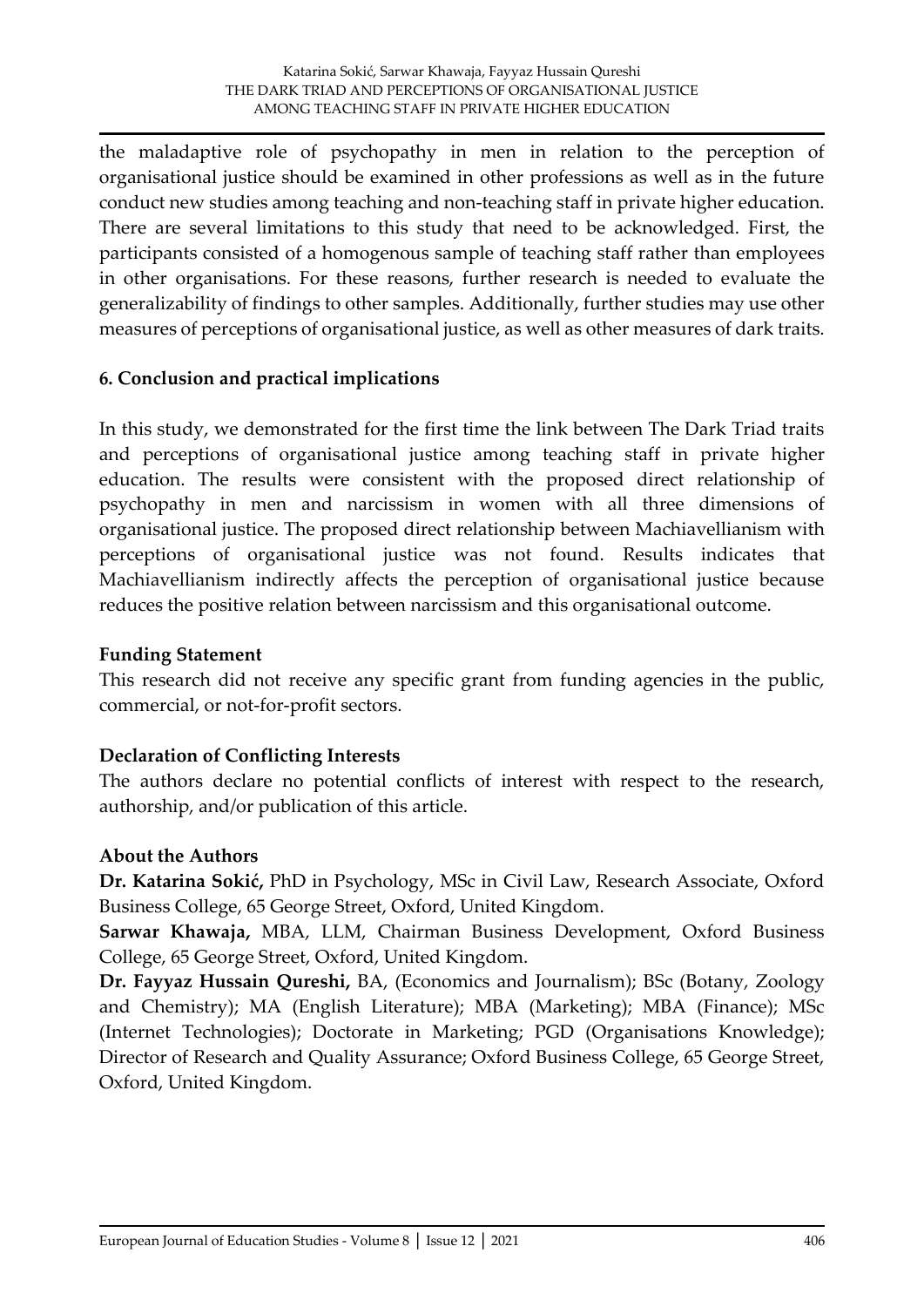the maladaptive role of psychopathy in men in relation to the perception of organisational justice should be examined in other professions as well as in the future conduct new studies among teaching and non-teaching staff in private higher education. There are several limitations to this study that need to be acknowledged. First, the participants consisted of a homogenous sample of teaching staff rather than employees in other organisations. For these reasons, further research is needed to evaluate the generalizability of findings to other samples. Additionally, further studies may use other measures of perceptions of organisational justice, as well as other measures of dark traits.

## 6. Conclusion and practical implications

In this study, we demonstrated for the first time the link between The Dark Triad traits and perceptions of organisational justice among teaching staff in private higher education. The results were consistent with the proposed direct relationship of psychopathy in men and narcissism in women with all three dimensions of organisational justice. The proposed direct relationship between Machiavellianism with perceptions of organisational justice was not found. Results indicates that Machiavellianism indirectly affects the perception of organisational justice because reduces the positive relation between narcissism and this organisational outcome.

**Funding Statement**

This research did not receive any specific grant from funding agencies in the public, commercial, or not-for-profit sectors.

**Declaration of Conflicting Interests**

The authors declare no potential conflicts of interest with respect to the research, authorship, and/or publication of this article.

**About the Authors**

**Dr. Katarina Sokić,** PhD in Psychology, MSc in Civil Law, Research Associate, Oxford Business College, 65 George Street, Oxford, United Kingdom.

**Sarwar Khawaja,** MBA, LLM, Chairman Business Development, Oxford Business College, 65 George Street, Oxford, United Kingdom.

**Dr. Fayyaz Hussain Qureshi,** BA, (Economics and Journalism); BSc (Botany, Zoology and Chemistry); MA (English Literature); MBA (Marketing); MBA (Finance); MSc (Internet Technologies); Doctorate in Marketing; PGD (Organisations Knowledge); Director of Research and Quality Assurance; Oxford Business College, 65 George Street, Oxford, United Kingdom.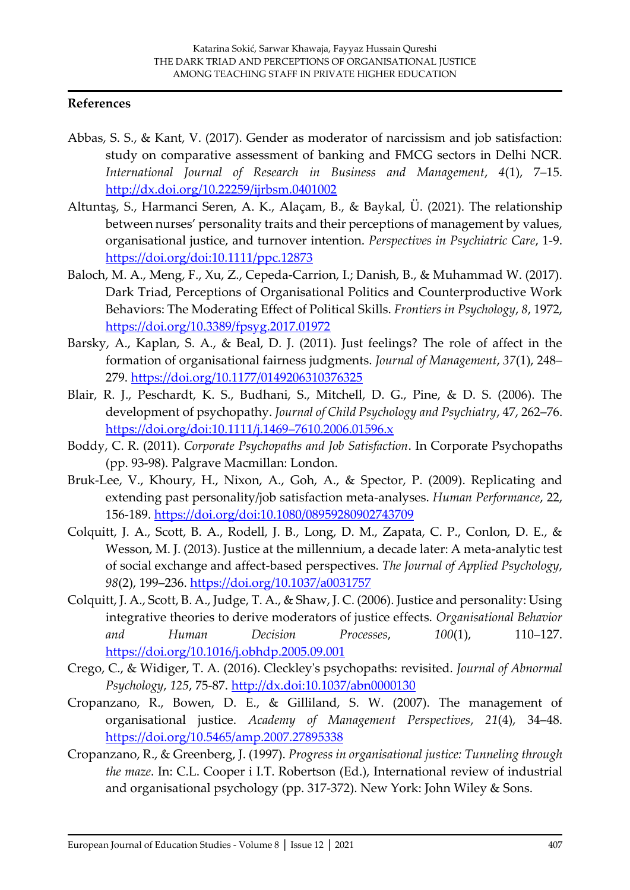**References**

Abbas, S. S., & Kant, V. (2017). Gender as moderator of narcissism and job satisfaction: study on comparative assessment of banking and FMCG sectors in Delhi NCR. *International Journal of Research in Business and Management*, *4*(1), 7–15. http://dx.doi.org/10.22259/ijrbsm.0401002

Altuntaş, S., Harmanci Seren, A. K., Alaçam, B., & Baykal, Ü. (2021). The relationship between nurses' personality traits and their perceptions of management by values, organisational justice, and turnover intention. *Perspectives in Psychiatric Care*, 1-9. https://doi.org/doi:10.1111/ppc.12873

Baloch, M. A., Meng, F., Xu, Z., Cepeda-Carrion, I.; Danish, B., & Muhammad W. (2017). Dark Triad, Perceptions of Organisational Politics and Counterproductive Work Behaviors: The Moderating Effect of Political Skills. *Frontiers in Psychology*, *8*, 1972, https://doi.org/10.3389/fpsyg.2017.01972

Barsky, A., Kaplan, S. A., & Beal, D. J. (2011). Just feelings? The role of affect in the formation of organisational fairness judgments. *Journal of Management*, *37*(1), 248–279. https://doi.org/10.1177/0149206310376325

Blair, R. J., Peschardt, K. S., Budhani, S., Mitchell, D. G., Pine, & D. S. (2006). The development of psychopathy. *Journal of Child Psychology and Psychiatry*, 47, 262–76. https://doi.org/doi:10.1111/j.1469–7610.2006.01596.x

Boddy, C. R. (2011). *Corporate Psychopaths and Job Satisfaction*. In Corporate Psychopaths (pp. 93-98). Palgrave Macmillan: London.

Bruk-Lee, V., Khoury, H., Nixon, A., Goh, A., & Spector, P. (2009). Replicating and extending past personality/job satisfaction meta-analyses. *Human Performance*, 22, 156-189. https://doi.org/doi:10.1080/08959280902743709

Colquitt, J. A., Scott, B. A., Rodell, J. B., Long, D. M., Zapata, C. P., Conlon, D. E., & Wesson, M. J. (2013). Justice at the millennium, a decade later: A meta-analytic test of social exchange and affect-based perspectives. *The Journal of Applied Psychology*, *98*(2), 199–236. https://doi.org/10.1037/a0031757

Colquitt, J. A., Scott, B. A., Judge, T. A., & Shaw, J. C. (2006). Justice and personality: Using integrative theories to derive moderators of justice effects. *Organisational Behavior and Human Decision Processes*, *100*(1), 110–127. https://doi.org/10.1016/j.obhdp.2005.09.001

Crego, C., & Widiger, T. A. (2016). Cleckley's psychopaths: revisited. *Journal of Abnormal Psychology*, *125*, 75-87. http://dx.doi:10.1037/abn0000130

Cropanzano, R., Bowen, D. E., & Gilliland, S. W. (2007). The management of organisational justice. *Academy of Management Perspectives*, *21*(4), 34–48. https://doi.org/10.5465/amp.2007.27895338

Cropanzano, R., & Greenberg, J. (1997). *Progress in organisational justice: Tunneling through the maze*. In: C.L. Cooper i I.T. Robertson (Ed.), International review of industrial and organisational psychology (pp. 317-372). New York: John Wiley & Sons.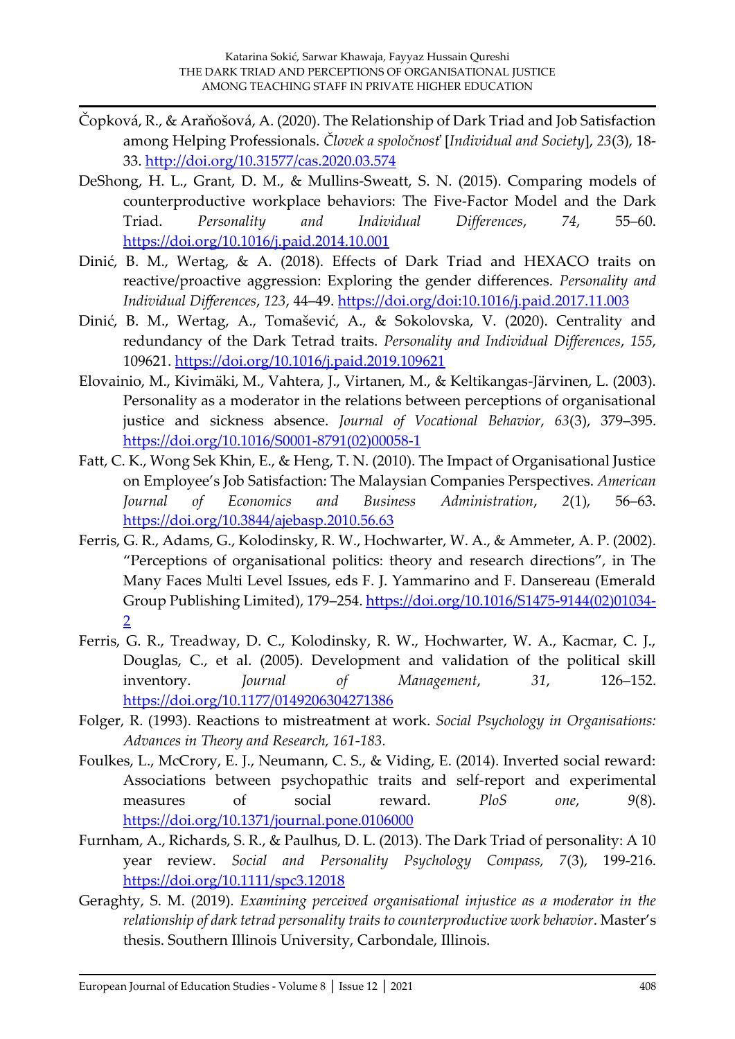Čopková, R., & Araňošová, A. (2020). The Relationship of Dark Triad and Job Satisfaction among Helping Professionals. *Človek a spoločnosť* [*Individual and Society*], *23*(3), 18-33. http://doi.org/10.31577/cas.2020.03.574

DeShong, H. L., Grant, D. M., & Mullins-Sweatt, S. N. (2015). Comparing models of counterproductive workplace behaviors: The Five-Factor Model and the Dark Triad. *Personality and Individual Differences*, *74*, 55–60. https://doi.org/10.1016/j.paid.2014.10.001

Dinić, B. M., Wertag, & A. (2018). Effects of Dark Triad and HEXACO traits on reactive/proactive aggression: Exploring the gender differences. *Personality and Individual Differences*, *123*, 44–49. https://doi.org/doi:10.1016/j.paid.2017.11.003

Dinić, B. M., Wertag, A., Tomašević, A., & Sokolovska, V. (2020). Centrality and redundancy of the Dark Tetrad traits. *Personality and Individual Differences*, *155*, 109621. https://doi.org/10.1016/j.paid.2019.109621

Elovainio, M., Kivimäki, M., Vahtera, J., Virtanen, M., & Keltikangas-Järvinen, L. (2003). Personality as a moderator in the relations between perceptions of organisational justice and sickness absence. *Journal of Vocational Behavior*, *63*(3), 379–395. https://doi.org/10.1016/S0001-8791(02)00058-1

Fatt, C. K., Wong Sek Khin, E., & Heng, T. N. (2010). The Impact of Organisational Justice on Employee's Job Satisfaction: The Malaysian Companies Perspectives. *American Journal of Economics and Business Administration*, *2*(1), 56–63. https://doi.org/10.3844/ajebasp.2010.56.63

Ferris, G. R., Adams, G., Kolodinsky, R. W., Hochwarter, W. A., & Ammeter, A. P. (2002). "Perceptions of organisational politics: theory and research directions", in The Many Faces Multi Level Issues, eds F. J. Yammarino and F. Dansereau (Emerald Group Publishing Limited), 179–254. https://doi.org/10.1016/S1475-9144(02)01034-2

Ferris, G. R., Treadway, D. C., Kolodinsky, R. W., Hochwarter, W. A., Kacmar, C. J., Douglas, C., et al. (2005). Development and validation of the political skill inventory. *Journal of Management*, *31*, 126–152. https://doi.org/10.1177/0149206304271386

Folger, R. (1993). Reactions to mistreatment at work. *Social Psychology in Organisations: Advances in Theory and Research, 161-183.*

Foulkes, L., McCrory, E. J., Neumann, C. S., & Viding, E. (2014). Inverted social reward: Associations between psychopathic traits and self-report and experimental measures of social reward. *PloS one*, *9*(8). https://doi.org/10.1371/journal.pone.0106000

Furnham, A., Richards, S. R., & Paulhus, D. L. (2013). The Dark Triad of personality: A 10 year review. *Social and Personality Psychology Compass, 7*(3), 199-216. https://doi.org/10.1111/spc3.12018

Geraghty, S. M. (2019). *Examining perceived organisational injustice as a moderator in the relationship of dark tetrad personality traits to counterproductive work behavior*. Master's thesis. Southern Illinois University, Carbondale, Illinois.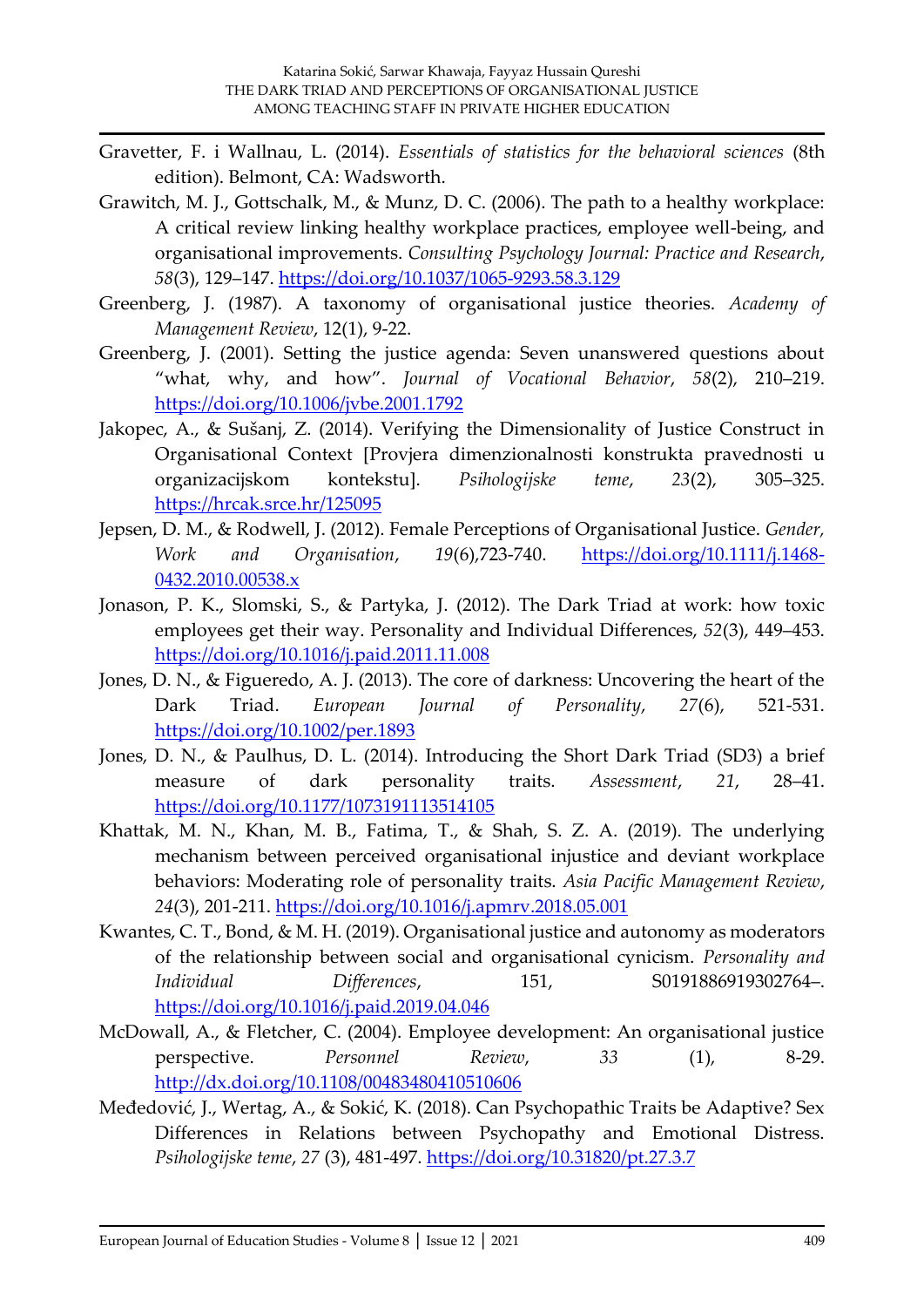Gravetter, F. i Wallnau, L. (2014). *Essentials of statistics for the behavioral sciences* (8th edition). Belmont, CA: Wadsworth.

Grawitch, M. J., Gottschalk, M., & Munz, D. C. (2006). The path to a healthy workplace: A critical review linking healthy workplace practices, employee well-being, and organisational improvements. *Consulting Psychology Journal: Practice and Research*, *58*(3), 129–147. https://doi.org/10.1037/1065-9293.58.3.129

Greenberg, J. (1987). A taxonomy of organisational justice theories. *Academy of Management Review*, 12(1), 9-22.

Greenberg, J. (2001). Setting the justice agenda: Seven unanswered questions about "what, why, and how". *Journal of Vocational Behavior*, *58*(2), 210–219. https://doi.org/10.1006/jvbe.2001.1792

Jakopec, A., & Sušanj, Z. (2014). Verifying the Dimensionality of Justice Construct in Organisational Context [Provjera dimenzionalnosti konstrukta pravednosti u organizacijskom kontekstu]. *Psihologijske teme*, *23*(2), 305–325. https://hrcak.srce.hr/125095

Jepsen, D. M., & Rodwell, J. (2012). Female Perceptions of Organisational Justice. *Gender, Work and Organisation*, *19*(6),723-740. https://doi.org/10.1111/j.1468-0432.2010.00538.x

Jonason, P. K., Slomski, S., & Partyka, J. (2012). The Dark Triad at work: how toxic employees get their way. Personality and Individual Differences, *52*(3), 449–453. https://doi.org/10.1016/j.paid.2011.11.008

Jones, D. N., & Figueredo, A. J. (2013). The core of darkness: Uncovering the heart of the Dark Triad. *European Journal of Personality*, *27*(6), 521-531. https://doi.org/10.1002/per.1893

Jones, D. N., & Paulhus, D. L. (2014). Introducing the Short Dark Triad (SD3) a brief measure of dark personality traits. *Assessment*, *21*, 28–41. https://doi.org/10.1177/1073191113514105

Khattak, M. N., Khan, M. B., Fatima, T., & Shah, S. Z. A. (2019). The underlying mechanism between perceived organisational injustice and deviant workplace behaviors: Moderating role of personality traits. *Asia Pacific Management Review*, *24*(3), 201-211. https://doi.org/10.1016/j.apmrv.2018.05.001

Kwantes, C. T., Bond, & M. H. (2019). Organisational justice and autonomy as moderators of the relationship between social and organisational cynicism. *Personality and Individual Differences*, 151, S0191886919302764–. https://doi.org/10.1016/j.paid.2019.04.046

McDowall, A., & Fletcher, C. (2004). Employee development: An organisational justice perspective. *Personnel Review*, *33* (1), 8-29. http://dx.doi.org/10.1108/00483480410510606

Međedović, J., Wertag, A., & Sokić, K. (2018). Can Psychopathic Traits be Adaptive? Sex Differences in Relations between Psychopathy and Emotional Distress. *Psihologijske teme*, *27* (3), 481-497. https://doi.org/10.31820/pt.27.3.7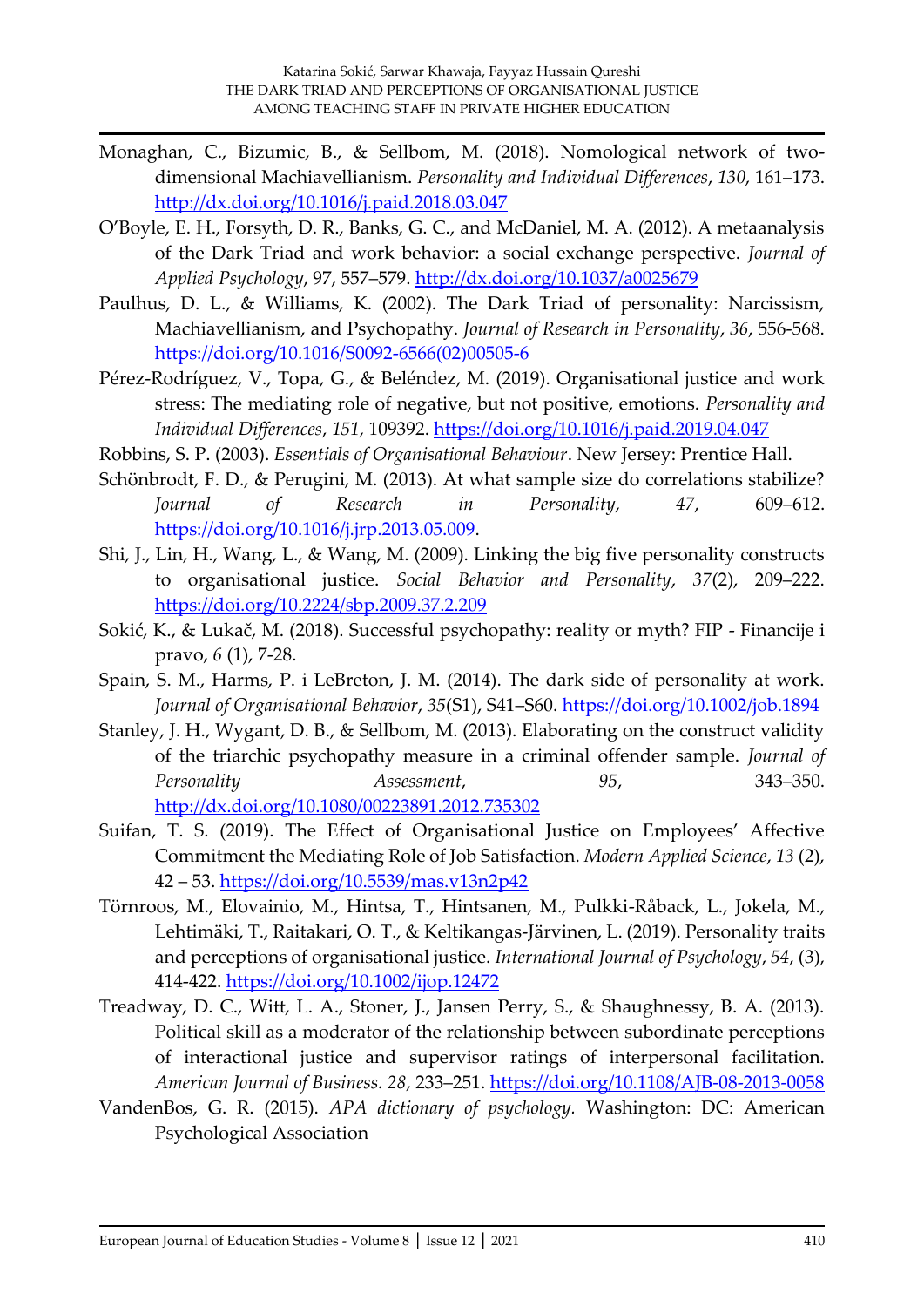Monaghan, C., Bizumic, B., & Sellbom, M. (2018). Nomological network of two-dimensional Machiavellianism. *Personality and Individual Differences*, *130*, 161–173. http://dx.doi.org/10.1016/j.paid.2018.03.047

O'Boyle, E. H., Forsyth, D. R., Banks, G. C., and McDaniel, M. A. (2012). A metaanalysis of the Dark Triad and work behavior: a social exchange perspective. *Journal of Applied Psychology*, 97, 557–579. http://dx.doi.org/10.1037/a0025679

Paulhus, D. L., & Williams, K. (2002). The Dark Triad of personality: Narcissism, Machiavellianism, and Psychopathy. *Journal of Research in Personality*, *36*, 556-568. https://doi.org/10.1016/S0092-6566(02)00505-6

Pérez-Rodríguez, V., Topa, G., & Beléndez, M. (2019). Organisational justice and work stress: The mediating role of negative, but not positive, emotions. *Personality and Individual Differences*, *151*, 109392. https://doi.org/10.1016/j.paid.2019.04.047

Robbins, S. P. (2003). *Essentials of Organisational Behaviour*. New Jersey: Prentice Hall.

Schönbrodt, F. D., & Perugini, M. (2013). At what sample size do correlations stabilize? *Journal of Research in Personality*, *47*, 609–612. https://doi.org/10.1016/j.jrp.2013.05.009.

Shi, J., Lin, H., Wang, L., & Wang, M. (2009). Linking the big five personality constructs to organisational justice. *Social Behavior and Personality*, *37*(2), 209–222. https://doi.org/10.2224/sbp.2009.37.2.209

Sokić, K., & Lukač, M. (2018). Successful psychopathy: reality or myth? FIP - Financije i pravo, *6* (1), 7-28.

Spain, S. M., Harms, P. i LeBreton, J. M. (2014). The dark side of personality at work. *Journal of Organisational Behavior*, *35*(S1), S41–S60. https://doi.org/10.1002/job.1894

Stanley, J. H., Wygant, D. B., & Sellbom, M. (2013). Elaborating on the construct validity of the triarchic psychopathy measure in a criminal offender sample. *Journal of Personality Assessment*, *95*, 343–350. http://dx.doi.org/10.1080/00223891.2012.735302

Suifan, T. S. (2019). The Effect of Organisational Justice on Employees' Affective Commitment the Mediating Role of Job Satisfaction. *Modern Applied Science*, *13* (2), 42 – 53. https://doi.org/10.5539/mas.v13n2p42

Törnroos, M., Elovainio, M., Hintsa, T., Hintsanen, M., Pulkki-Råback, L., Jokela, M., Lehtimäki, T., Raitakari, O. T., & Keltikangas-Järvinen, L. (2019). Personality traits and perceptions of organisational justice. *International Journal of Psychology*, *54*, (3), 414-422. https://doi.org/10.1002/ijop.12472

Treadway, D. C., Witt, L. A., Stoner, J., Jansen Perry, S., & Shaughnessy, B. A. (2013). Political skill as a moderator of the relationship between subordinate perceptions of interactional justice and supervisor ratings of interpersonal facilitation. *American Journal of Business*. *28*, 233–251. https://doi.org/10.1108/AJB-08-2013-0058

VandenBos, G. R. (2015). *APA dictionary of psychology*. Washington: DC: American Psychological Association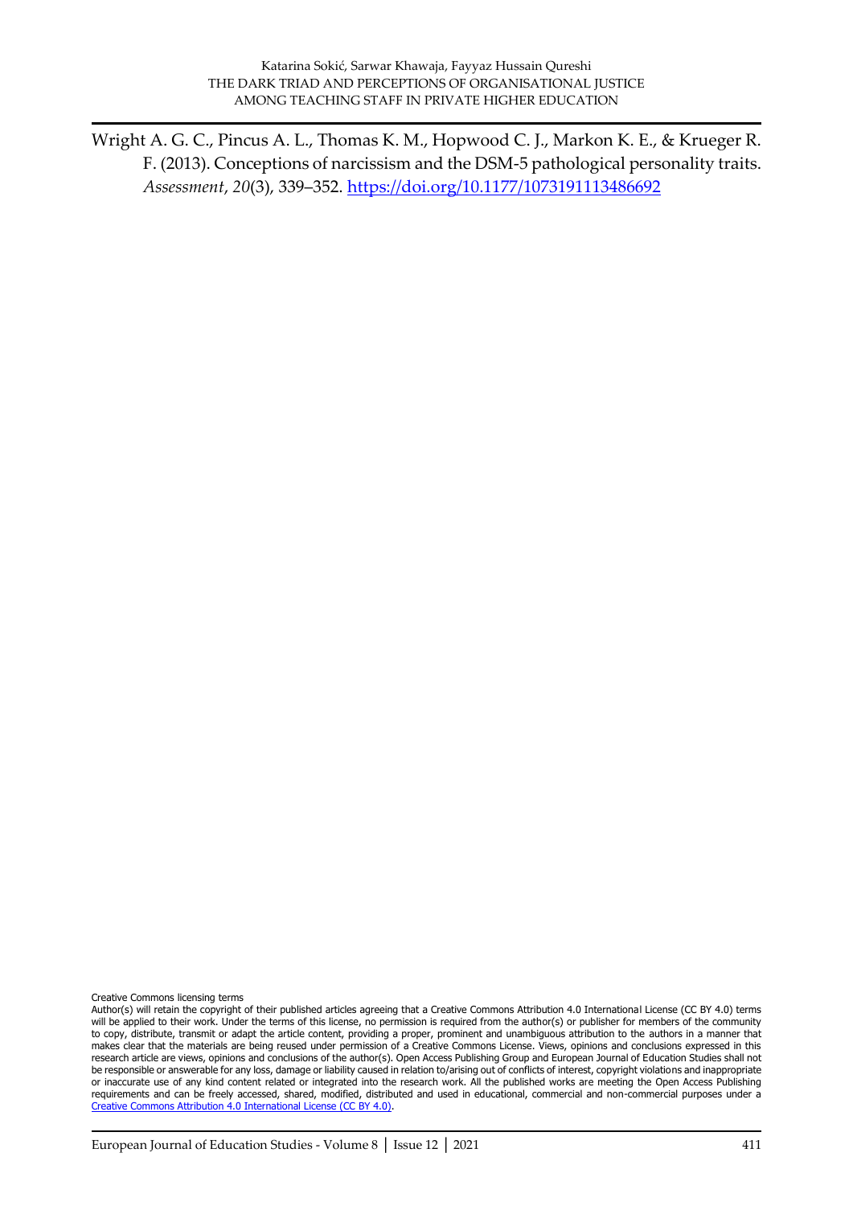Wright A. G. C., Pincus A. L., Thomas K. M., Hopwood C. J., Markon K. E., & Krueger R. F. (2013). Conceptions of narcissism and the DSM-5 pathological personality traits. *Assessment*, *20*(3), 339–352. https://doi.org/10.1177/1073191113486692

Creative Commons licensing terms

Author(s) will retain the copyright of their published articles agreeing that a Creative Commons Attribution 4.0 International License (CC BY 4.0) terms will be applied to their work. Under the terms of this license, no permission is required from the author(s) or publisher for members of the community to copy, distribute, transmit or adapt the article content, providing a proper, prominent and unambiguous attribution to the authors in a manner that makes clear that the materials are being reused under permission of a Creative Commons License. Views, opinions and conclusions expressed in this research article are views, opinions and conclusions of the author(s). Open Access Publishing Group and European Journal of Education Studies shall not be responsible or answerable for any loss, damage or liability caused in relation to/arising out of conflicts of interest, copyright violations and inappropriate or inaccurate use of any kind content related or integrated into the research work. All the published works are meeting the Open Access Publishing requirements and can be freely accessed, shared, modified, distributed and used in educational, commercial and non-commercial purposes under a Creative Commons Attribution 4.0 International License (CC BY 4.0).